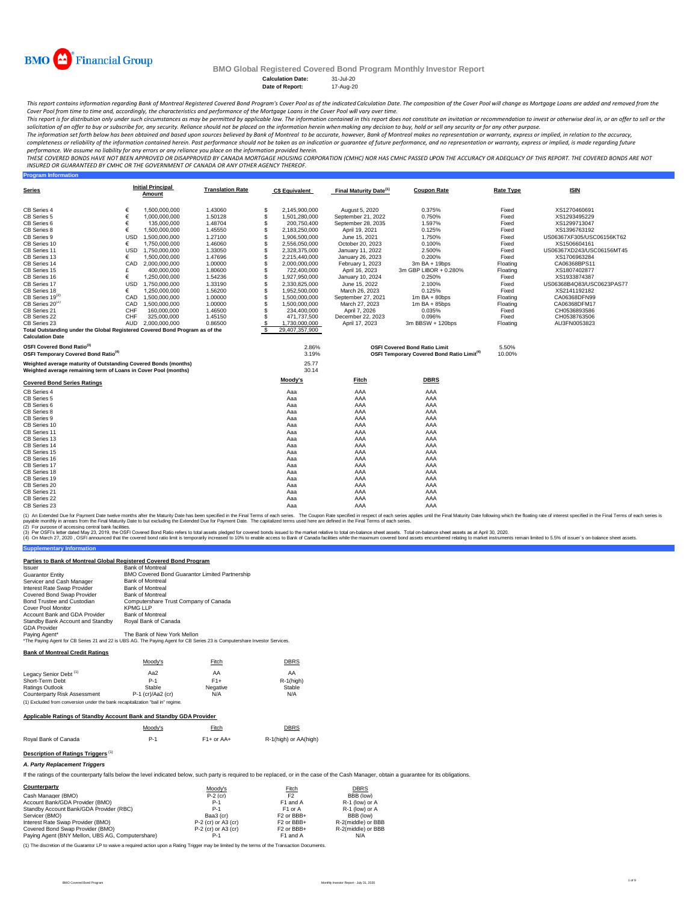BMO Financial Group

# BMO Global Registered Covered Bond Program Monthly Investor Report

**Calculation Date:** 31-Jul-20
**Date of Report:** 17-Aug-20

*This report contains information regarding Bank of Montreal Registered Covered Bond Program's Cover Pool as of the indicated Calculation Date. The composition of the Cover Pool will change as Mortgage Loans are added and removed from the Cover Pool from time to time and, accordingly, the characteristics and performance of the Mortgage Loans in the Cover Pool will vary over time.*

*This report is for distribution only under such circumstances as may be permitted by applicable law. The information contained in this report does not constitute an invitation or recommendation to invest or otherwise deal in, or an offer to sell or the solicitation of an offer to buy or subscribe for, any security. Reliance should not be placed on the information herein when making any decision to buy, hold or sell any security or for any other purpose.*

*The information set forth below has been obtained and based upon sources believed by Bank of Montreal to be accurate, however, Bank of Montreal makes no representation or warranty, express or implied, in relation to the accuracy, completeness or reliability of the information contained herein. Past performance should not be taken as an indication or guarantee of future performance, and no representation or warranty, express or implied, is made regarding future performance. We assume no liability for any errors or any reliance you place on the information provided herein.*

*THESE COVERED BONDS HAVE NOT BEEN APPROVED OR DISAPPROVED BY CANADA MORTGAGE HOUSING CORPORATION (CMHC) NOR HAS CMHC PASSED UPON THE ACCURACY OR ADEQUACY OF THIS REPORT. THE COVERED BONDS ARE NOT INSURED OR GUARANTEED BY CMHC OR THE GOVERNMENT OF CANADA OR ANY OTHER AGENCY THEREOF.*

## Program Information

| Series | | Initial Principal Amount | Translation Rate | | C$ Equivalent | Final Maturity Date[1] | Coupon Rate | Rate Type | ISIN |
|---|---|---|---|---|---|---|---|---|---|
| CB Series 4 | € | 1,500,000,000 | 1.43060 | $ | 2,145,900,000 | August 5, 2020 | 0.375% | Fixed | XS1270460691 |
| CB Series 5 | € | 1,000,000,000 | 1.50128 | $ | 1,501,280,000 | September 21, 2022 | 0.750% | Fixed | XS1293495229 |
| CB Series 6 | € | 135,000,000 | 1.48704 | $ | 200,750,400 | September 28, 2035 | 1.597% | Fixed | XS1299713047 |
| CB Series 8 | € | 1,500,000,000 | 1.45550 | $ | 2,183,250,000 | April 19, 2021 | 0.125% | Fixed | XS1396763192 |
| CB Series 9 | USD | 1,500,000,000 | 1.27100 | $ | 1,906,500,000 | June 15, 2021 | 1.750% | Fixed | US06367XF305/USC06156KT62 |
| CB Series 10 | € | 1,750,000,000 | 1.46060 | $ | 2,556,050,000 | October 20, 2023 | 0.100% | Fixed | XS1506604161 |
| CB Series 11 | USD | 1,750,000,000 | 1.33050 | $ | 2,328,375,000 | January 11, 2022 | 2.500% | Fixed | US06367XD243/USC06156MT45 |
| CB Series 13 | € | 1,500,000,000 | 1.47696 | $ | 2,215,440,000 | January 26, 2023 | 0.200% | Fixed | XS1706963284 |
| CB Series 14 | CAD | 2,000,000,000 | 1.00000 | $ | 2,000,000,000 | February 1, 2023 | 3m BA + 19bps | Floating | CA06368BPS11 |
| CB Series 15 | £ | 400,000,000 | 1.80600 | $ | 722,400,000 | April 16, 2023 | 3m GBP LIBOR + 0.280% | Floating | XS1807402877 |
| CB Series 16 | € | 1,250,000,000 | 1.54236 | $ | 1,927,950,000 | January 10, 2024 | 0.250% | Fixed | XS1933874387 |
| CB Series 17 | USD | 1,750,000,000 | 1.33190 | $ | 2,330,825,000 | June 15, 2022 | 2.100% | Fixed | US06368B4Q83/USC0623PAS77 |
| CB Series 18 | € | 1,250,000,000 | 1.56200 | $ | 1,952,500,000 | March 26, 2023 | 0.125% | Fixed | XS2141192182 |
| CB Series 19[2] | CAD | 1,500,000,000 | 1.00000 | $ | 1,500,000,000 | September 27, 2021 | 1m BA + 80bps | Floating | CA06368DFN99 |
| CB Series 20[2] | CAD | 1,500,000,000 | 1.00000 | $ | 1,500,000,000 | March 27, 2023 | 1m BA + 85bps | Floating | CA06368DFM17 |
| CB Series 21 | CHF | 160,000,000 | 1.46500 | $ | 234,400,000 | April 7, 2026 | 0.035% | Fixed | CH0536893586 |
| CB Series 22 | CHF | 325,000,000 | 1.45150 | $ | 471,737,500 | December 22, 2023 | 0.096% | Fixed | CH0538763506 |
| CB Series 23 | AUD | 2,000,000,000 | 0.86500 | $ | 1,730,000,000 | April 17, 2023 | 3m BBSW + 120bps | Floating | AU3FN0053823 |
| Total Outstanding under the Global Registered Covered Bond Program as of the Calculation Date | | | | $ | 29,407,357,900 | | | | |

| | | | |
|---|---|---|---|
| OSFI Covered Bond Ratio[3] | 2.86% | OSFI Covered Bond Ratio Limit | 5.50% |
| OSFI Temporary Covered Bond Ratio[4] | 3.19% | OSFI Temporary Covered Bond Ratio Limit[4] | 10.00% |
| Weighted average maturity of Outstanding Covered Bonds (months) | 25.77 | | |
| Weighted average remaining term of Loans in Cover Pool (months) | 30.14 | | |

| Covered Bond Series Ratings | Moody's | Fitch | DBRS |
|---|---|---|---|
| CB Series 4 | Aaa | AAA | AAA |
| CB Series 5 | Aaa | AAA | AAA |
| CB Series 6 | Aaa | AAA | AAA |
| CB Series 8 | Aaa | AAA | AAA |
| CB Series 9 | Aaa | AAA | AAA |
| CB Series 10 | Aaa | AAA | AAA |
| CB Series 11 | Aaa | AAA | AAA |
| CB Series 13 | Aaa | AAA | AAA |
| CB Series 14 | Aaa | AAA | AAA |
| CB Series 15 | Aaa | AAA | AAA |
| CB Series 16 | Aaa | AAA | AAA |
| CB Series 17 | Aaa | AAA | AAA |
| CB Series 18 | Aaa | AAA | AAA |
| CB Series 19 | Aaa | AAA | AAA |
| CB Series 20 | Aaa | AAA | AAA |
| CB Series 21 | Aaa | AAA | AAA |
| CB Series 22 | Aaa | AAA | AAA |
| CB Series 23 | Aaa | AAA | AAA |

(1) An Extended Due for Payment Date twelve months after the Maturity Date has been specified in the Final Terms of each series. The Coupon Rate specified in respect of each series applies until the Final Maturity Date following which the floating rate of interest specified in the Final Terms of each series is payable monthly in arrears from the Final Maturity Date to but excluding the Extended Due for Payment Date. The capitalized terms used here are defined in the Final Terms of each series.
(2) For purpose of accessing central bank facilities.
(3) Per OSFI's letter dated May 23, 2019, the OSFI Covered Bond Ratio refers to total assets pledged for covered bonds issued to the market relative to total on-balance sheet assets. Total on-balance sheet assets as at April 30, 2020.
(4) On March 27, 2020 , OSFI announced that the covered bond ratio limit is temporarily increased to 10% to enable access to Bank of Canada facilities while the maximum covered bond assets encumbered relating to market instruments remain limited to 5.5% of issuer´s on-balance sheet assets.

## Supplementary Information

### Parties to Bank of Montreal Global Registered Covered Bond Program

| | |
|---|---|
| Issuer | Bank of Montreal |
| Guarantor Entity | BMO Covered Bond Guarantor Limited Partnership |
| Servicer and Cash Manager | Bank of Montreal |
| Interest Rate Swap Provider | Bank of Montreal |
| Covered Bond Swap Provider | Bank of Montreal |
| Bond Trustee and Custodian | Computershare Trust Company of Canada |
| Cover Pool Monitor | KPMG LLP |
| Account Bank and GDA Provider | Bank of Montreal |
| Standby Bank Account and Standby GDA Provider | Royal Bank of Canada |
| Paying Agent* | The Bank of New York Mellon |

*The Paying Agent for CB Series 21 and 22 is UBS AG. The Paying Agent for CB Series 23 is Computershare Investor Services.

### Bank of Montreal Credit Ratings

| | Moody's | Fitch | DBRS |
|---|---|---|---|
| Legacy Senior Debt [1] | Aa2 | AA | AA |
| Short-Term Debt | P-1 | F1+ | R-1(high) |
| Ratings Outlook | Stable | Negative | Stable |
| Counterparty Risk Assessment | P-1 (cr)/Aa2 (cr) | N/A | N/A |

(1) Excluded from conversion under the bank recapitalization "bail in" regime.

### Applicable Ratings of Standby Account Bank and Standby GDA Provider

| | Moody's | Fitch | DBRS |
|---|---|---|---|
| Royal Bank of Canada | P-1 | F1+ or AA+ | R-1(high) or AA(high) |

### Description of Ratings Triggers [1]

#### *A. Party Replacement Triggers*

If the ratings of the counterparty falls below the level indicated below, such party is required to be replaced, or in the case of the Cash Manager, obtain a guarantee for its obligations.

| Counterparty | Moody's | Fitch | DBRS |
|---|---|---|---|
| Cash Manager (BMO) | P-2 (cr) | F2 | BBB (low) |
| Account Bank/GDA Provider (BMO) | P-1 | F1 and A | R-1 (low) or A |
| Standby Account Bank/GDA Provider (RBC) | P-1 | F1 or A | R-1 (low) or A |
| Servicer (BMO) | Baa3 (cr) | F2 or BBB+ | BBB (low) |
| Interest Rate Swap Provider (BMO) | P-2 (cr) or A3 (cr) | F2 or BBB+ | R-2(middle) or BBB |
| Covered Bond Swap Provider (BMO) | P-2 (cr) or A3 (cr) | F2 or BBB+ | R-2(middle) or BBB |
| Paying Agent (BNY Mellon, UBS AG, Computershare) | P-1 | F1 and A | N/A |

(1) The discretion of the Guarantor LP to waive a required action upon a Rating Trigger may be limited by the terms of the Transaction Documents.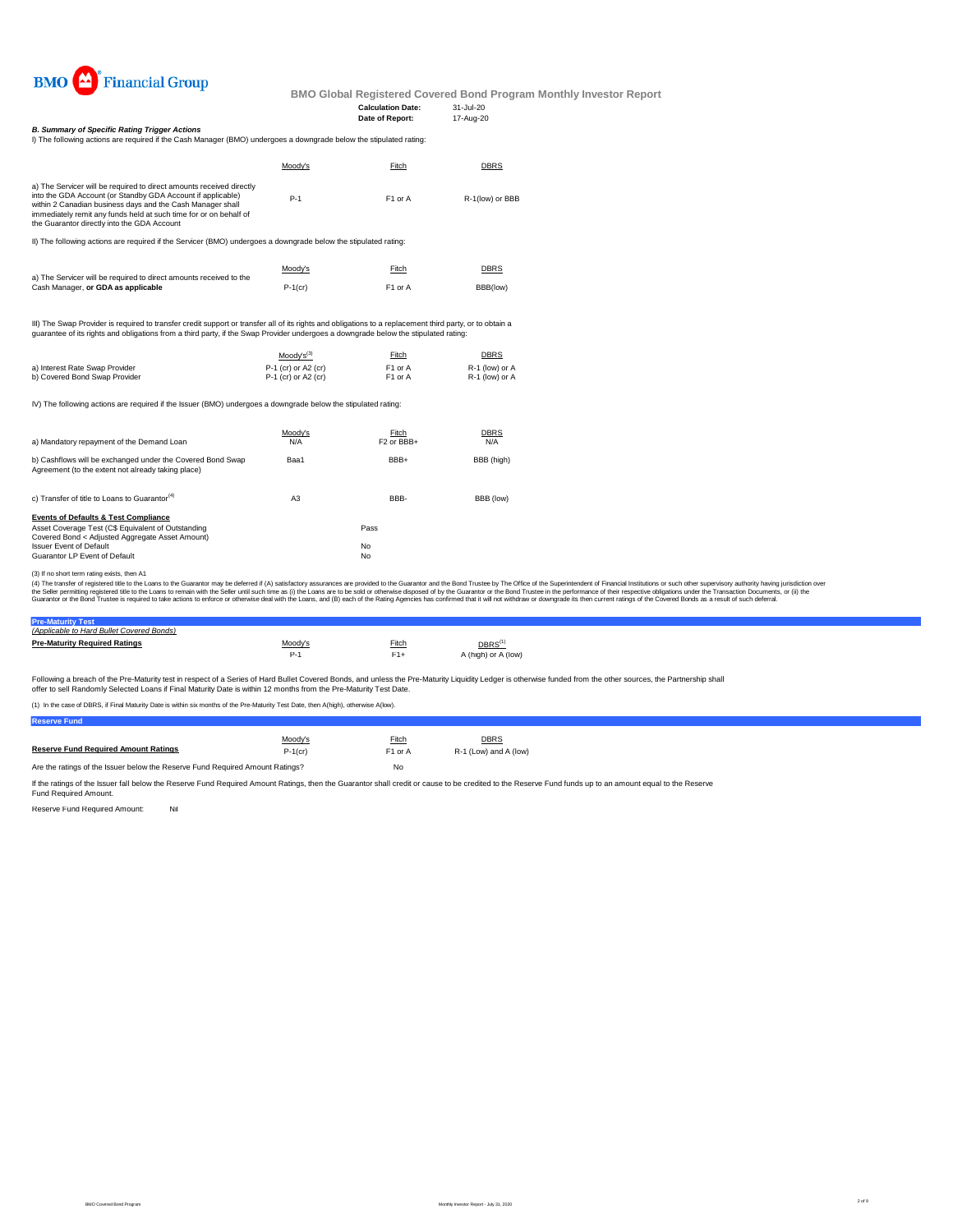BMO Financial Group

**BMO Global Registered Covered Bond Program Monthly Investor Report**

**Calculation Date:** 31-Jul-20
**Date of Report:** 17-Aug-20

***B. Summary of Specific Rating Trigger Actions***

I) The following actions are required if the Cash Manager (BMO) undergoes a downgrade below the stipulated rating:

| | Moody's | Fitch | DBRS |
|---|---|---|---|
| a) The Servicer will be required to direct amounts received directly into the GDA Account (or Standby GDA Account if applicable) within 2 Canadian business days and the Cash Manager shall immediately remit any funds held at such time for or on behalf of the Guarantor directly into the GDA Account | P-1 | F1 or A | R-1(low) or BBB |

II) The following actions are required if the Servicer (BMO) undergoes a downgrade below the stipulated rating:

| | Moody's | Fitch | DBRS |
|---|---|---|---|
| a) The Servicer will be required to direct amounts received to the Cash Manager, **or GDA as applicable** | P-1(cr) | F1 or A | BBB(low) |

III) The Swap Provider is required to transfer credit support or transfer all of its rights and obligations to a replacement third party, or to obtain a guarantee of its rights and obligations from a third party, if the Swap Provider undergoes a downgrade below the stipulated rating:

| | Moody's[3] | Fitch | DBRS |
|---|---|---|---|
| a) Interest Rate Swap Provider | P-1 (cr) or A2 (cr) | F1 or A | R-1 (low) or A |
| b) Covered Bond Swap Provider | P-1 (cr) or A2 (cr) | F1 or A | R-1 (low) or A |

IV) The following actions are required if the Issuer (BMO) undergoes a downgrade below the stipulated rating:

| | Moody's | Fitch | DBRS |
|---|---|---|---|
| a) Mandatory repayment of the Demand Loan | N/A | F2 or BBB+ | N/A |
| b) Cashflows will be exchanged under the Covered Bond Swap Agreement (to the extent not already taking place) | Baa1 | BBB+ | BBB (high) |
| c) Transfer of title to Loans to Guarantor[4] | A3 | BBB- | BBB (low) |

**Events of Defaults & Test Compliance**

| | |
|---|---|
| Asset Coverage Test (C$ Equivalent of Outstanding Covered Bond < Adjusted Aggregate Asset Amount) | Pass |
| Issuer Event of Default | No |
| Guarantor LP Event of Default | No |

(3) If no short term rating exists, then A1

(4) The transfer of registered title to the Loans to the Guarantor may be deferred if (A) satisfactory assurances are provided to the Guarantor and the Bond Trustee by The Office of the Superintendent of Financial Institutions or such other supervisory authority having jurisdiction over the Seller permitting registered title to the Loans to remain with the Seller until such time as (i) the Loans are to be sold or otherwise disposed of by the Guarantor or the Bond Trustee in the performance of their respective obligations under the Transaction Documents, or (ii) the Guarantor or the Bond Trustee is required to take actions to enforce or otherwise deal with the Loans, and (B) each of the Rating Agencies has confirmed that it will not withdraw or downgrade its then current ratings of the Covered Bonds as a result of such deferral.

## Pre-Maturity Test

*(Applicable to Hard Bullet Covered Bonds)*

| Pre-Maturity Required Ratings | Moody's | Fitch | DBRS[1] |
|---|---|---|---|
| | P-1 | F1+ | A (high) or A (low) |

Following a breach of the Pre-Maturity test in respect of a Series of Hard Bullet Covered Bonds, and unless the Pre-Maturity Liquidity Ledger is otherwise funded from the other sources, the Partnership shall offer to sell Randomly Selected Loans if Final Maturity Date is within 12 months from the Pre-Maturity Test Date.

(1) In the case of DBRS, if Final Maturity Date is within six months of the Pre-Maturity Test Date, then A(high), otherwise A(low).

## Reserve Fund

| | Moody's | Fitch | DBRS |
|---|---|---|---|
| **Reserve Fund Required Amount Ratings** | P-1(cr) | F1 or A | R-1 (Low) and A (low) |
| Are the ratings of the Issuer below the Reserve Fund Required Amount Ratings? | | No | |

If the ratings of the Issuer fall below the Reserve Fund Required Amount Ratings, then the Guarantor shall credit or cause to be credited to the Reserve Fund funds up to an amount equal to the Reserve Fund Required Amount.

Reserve Fund Required Amount: Nil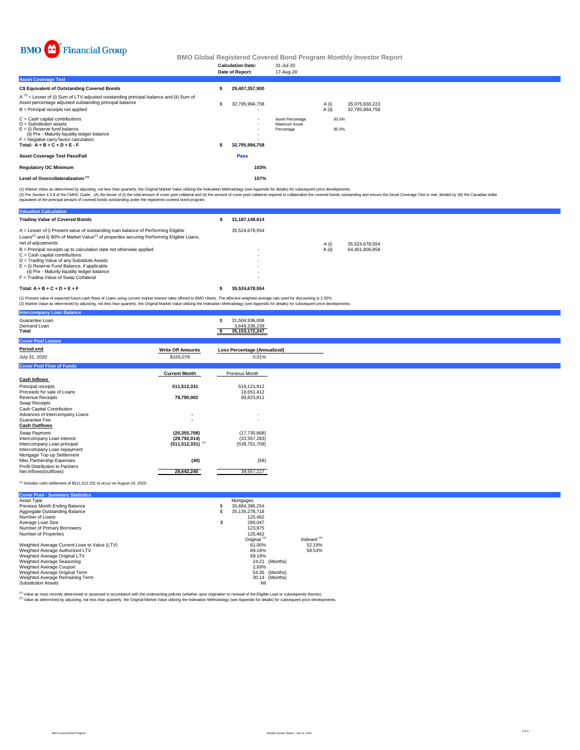BMO Financial Group

# BMO Global Registered Covered Bond Program Monthly Investor Report

| | |
|---|---|
| **Calculation Date:** | 31-Jul-20 |
| **Date of Report:** | 17-Aug-20 |

## Asset Coverage Test

| | | | | |
|---|---|---|---|---|
| **C$ Equivalent of Outstanding Covered Bonds** | **$ 29,407,357,900** | | | |
| A [1] = Lesser of (i) Sum of LTV adjusted outstanding principal balance and (ii) Sum of Asset percentage adjusted outstanding principal balance | $ 32,795,994,758 | | A (i) | 35,075,930,223 |
| B = Principal receipts not applied | - | | A (ii) | 32,795,994,758 |
| C = Cash capital contributions | - | Asset Percentage | 93.5% | |
| D = Substitution assets | - | Maximum Asset Percentage | 95.0% | |
| E = (i) Reserve fund balance | - | | | |
| (ii) Pre - Maturity liquidity ledger balance | - | | | |
| F = Negative carry factor calculation | - | | | |
| **Total: A + B + C + D + E - F** | **$ 32,795,994,758** | | | |
| **Asset Coverage Test Pass/Fail** | **Pass** | | | |
| **Regulatory OC Minimum** | **103%** | | | |
| **Level of Overcollateralization [2]** | **107%** | | | |

(1) Market Value as determined by adjusting, not less than quarterly, the Original Market Value utilizing the Indexation Methodology (see Appendix for details) for subsequent price developments.
(2) Per Section 4.3.8 of the CMHC Guide, (A) the lesser of (i) the total amount of cover pool collateral and (ii) the amount of cover pool collateral required to collateralize the covered bonds outstanding and ensure the Asset Coverage Test is met, divided by (B) the Canadian dollar equivalent of the principal amount of covered bonds outstanding under the registered covered bond program.

## Valuation Calculation

| | | | |
|---|---|---|---|
| **Trading Value of Covered Bonds** | **$ 31,187,149,614** | | |
| A = Lesser of i) Present value of outstanding loan balance of Performing Eligible Loans[1] and ii) 80% of Market Value[2] of properties securing Performing Eligible Loans, net of adjustments | 35,524,678,554 | A (i) | 35,524,678,554 |
| B = Principal receipts up to calculation date not otherwise applied | - | A (ii) | 64,401,806,858 |
| C = Cash capital contributions | - | | |
| D = Trading Value of any Substitute Assets | - | | |
| E = (i) Reserve Fund Balance, if applicable | - | | |
| (ii) Pre - Maturity liquidity ledger balance | - | | |
| F = Trading Value of Swap Collateral | - | | |
| **Total: A + B + C + D + E + F** | **$ 35,524,678,554** | | |

(1) Present value of expected future cash flows of Loans using current market interest rates offered to BMO clients. The effective weighted average rate used for discounting is 2.55%.
(2) Market Value as determined by adjusting, not less than quarterly, the Original Market Value utilizing the Indexation Methodology (see Appendix for details) for subsequent price developments.

## Intercompany Loan Balance

| | |
|---|---|
| Guarantee Loan | $ 31,504,936,008 |
| Demand Loan | 3,648,236,239 |
| **Total** | **$ 35,153,172,247** |

## Cover Pool Losses

| Period end | Write Off Amounts | Loss Percentage (Annualized) |
|---|---|---|
| July 31, 2020 | $165,078 | 0.01% |

## Cover Pool Flow of Funds

| | Current Month | Previous Month |
|---|---|---|
| **Cash Inflows** | | |
| Principal receipts | **511,512,331** | 519,121,912 |
| Proceeds for sale of Loans | | 19,651,412 |
| Revenue Receipts | **79,790,002** | 90,823,811 |
| Swap Receipts | | |
| Cash Capital Contribution | | |
| Advances of Intercompany Loans | **-** | - |
| Guarantee Fee | **-** | - |
| **Cash Outflows** | | |
| Swap Payment | **(20,355,708)** | (17,730,868) |
| Intercompany Loan interest | **(29,792,014)** | (33,557,283) |
| Intercompany Loan principal | **(511,512,331)** [1] | (538,751,709) |
| Intercompany Loan repayment | | |
| Mortgage Top-up Settlement | | |
| Misc Partnership Expenses | **(40)** | (58) |
| Profit Distribution to Partners | | |
| Net inflows/(outflows) | **29,642,240** | 39,557,217 |

[1] Includes cash settlement of $511,512,331 to occur on August 19, 2020.

## Cover Pool - Summary Statistics

| | | |
|---|---|---|
| Asset Type | Mortgages | |
| Previous Month Ending Balance | $ 35,684,396,254 | |
| Aggregate Outstanding Balance | $ 35,135,278,718 | |
| Number of Loans | 125,462 | |
| Average Loan Size | $ 280,047 | |
| Number of Primary Borrowers | 123,975 | |
| Number of Properties | 125,462 | |
| | Original [1] | Indexed [2] |
| Weighted Average Current Loan to Value (LTV) | 61.00% | 52.19% |
| Weighted Average Authorized LTV | 69.18% | 58.53% |
| Weighted Average Original LTV | 69.18% | |
| Weighted Average Seasoning | 24.21 (Months) | |
| Weighted Average Coupon | 2.69% | |
| Weighted Average Original Term | 54.35 (Months) | |
| Weighted Average Remaining Term | 30.14 (Months) | |
| Substitution Assets | Nil | |

[1] Value as most recently determined or assessed in accordance with the underwriting policies (whether upon origination or renewal of the Eligible Loan or subsequently thereto).
[2] Value as determined by adjusting, not less than quarterly, the Original Market Value utilizing the Indexation Methodology (see Appendix for details) for subsequent price developments.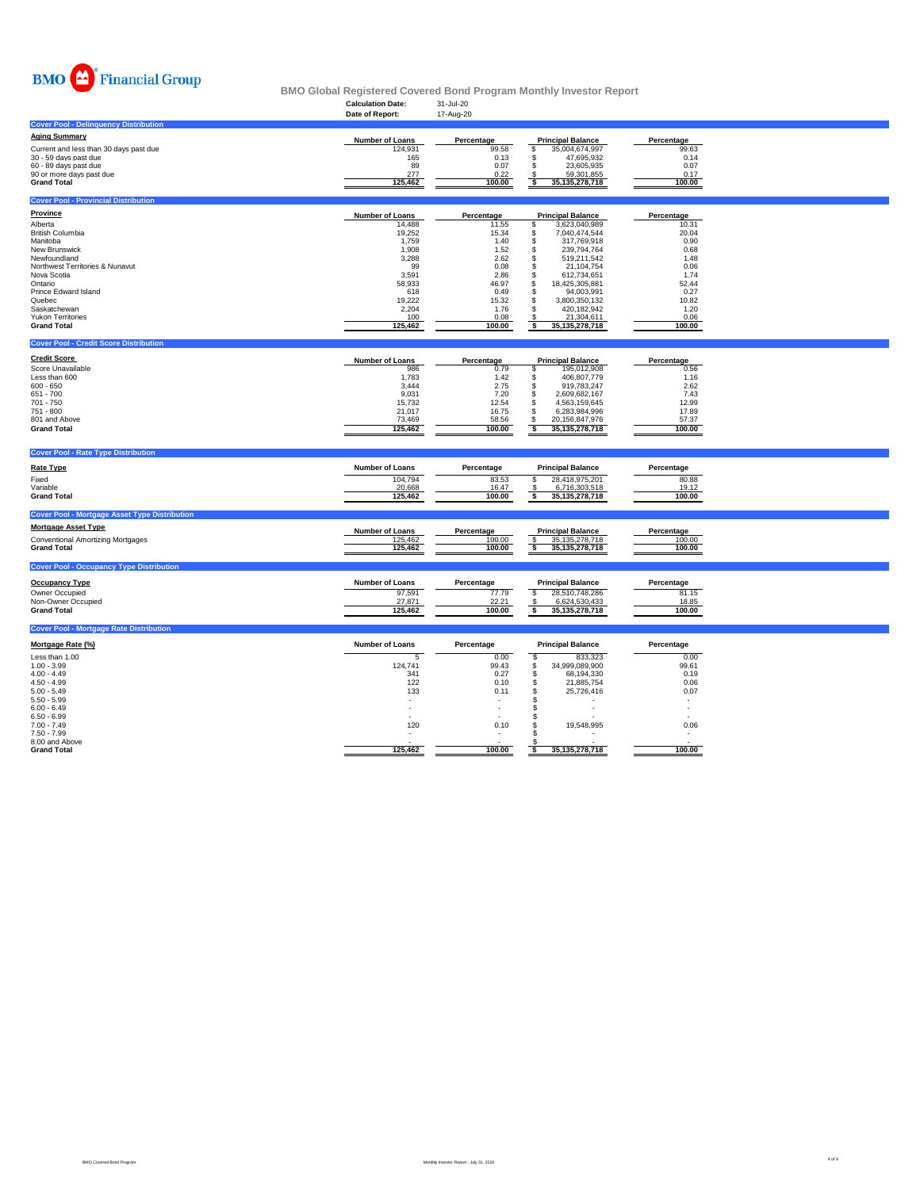BMO Financial Group

# BMO Global Registered Covered Bond Program Monthly Investor Report

**Calculation Date:** 31-Jul-20
**Date of Report:** 17-Aug-20

## Cover Pool - Delinquency Distribution

| Aging Summary | Number of Loans | Percentage | Principal Balance | Percentage |
|---|---|---|---|---|
| Current and less than 30 days past due | 124,931 | 99.58 | $ 35,004,674,997 | 99.63 |
| 30 - 59 days past due | 165 | 0.13 | $ 47,695,932 | 0.14 |
| 60 - 89 days past due | 89 | 0.07 | $ 23,605,935 | 0.07 |
| 90 or more days past due | 277 | 0.22 | $ 59,301,855 | 0.17 |
| **Grand Total** | **125,462** | **100.00** | **$ 35,135,278,718** | **100.00** |

## Cover Pool - Provincial Distribution

| Province | Number of Loans | Percentage | Principal Balance | Percentage |
|---|---|---|---|---|
| Alberta | 14,488 | 11.55 | $ 3,623,040,989 | 10.31 |
| British Columbia | 19,252 | 15.34 | $ 7,040,474,544 | 20.04 |
| Manitoba | 1,759 | 1.40 | $ 317,769,918 | 0.90 |
| New Brunswick | 1,908 | 1.52 | $ 239,794,764 | 0.68 |
| Newfoundland | 3,288 | 2.62 | $ 519,211,542 | 1.48 |
| Northwest Territories & Nunavut | 99 | 0.08 | $ 21,104,754 | 0.06 |
| Nova Scotia | 3,591 | 2.86 | $ 612,734,651 | 1.74 |
| Ontario | 58,933 | 46.97 | $ 18,425,305,881 | 52.44 |
| Prince Edward Island | 618 | 0.49 | $ 94,003,991 | 0.27 |
| Quebec | 19,222 | 15.32 | $ 3,800,350,132 | 10.82 |
| Saskatchewan | 2,204 | 1.76 | $ 420,182,942 | 1.20 |
| Yukon Territories | 100 | 0.08 | $ 21,304,611 | 0.06 |
| **Grand Total** | **125,462** | **100.00** | **$ 35,135,278,718** | **100.00** |

## Cover Pool - Credit Score Distribution

| Credit Score | Number of Loans | Percentage | Principal Balance | Percentage |
|---|---|---|---|---|
| Score Unavailable | 986 | 0.79 | $ 195,012,908 | 0.56 |
| Less than 600 | 1,783 | 1.42 | $ 406,807,779 | 1.16 |
| 600 - 650 | 3,444 | 2.75 | $ 919,783,247 | 2.62 |
| 651 - 700 | 9,031 | 7.20 | $ 2,609,682,167 | 7.43 |
| 701 - 750 | 15,732 | 12.54 | $ 4,563,159,645 | 12.99 |
| 751 - 800 | 21,017 | 16.75 | $ 6,283,984,996 | 17.89 |
| 801 and Above | 73,469 | 58.56 | $ 20,156,847,976 | 57.37 |
| **Grand Total** | **125,462** | **100.00** | **$ 35,135,278,718** | **100.00** |

## Cover Pool - Rate Type Distribution

| Rate Type | Number of Loans | Percentage | Principal Balance | Percentage |
|---|---|---|---|---|
| Fixed | 104,794 | 83.53 | $ 28,418,975,201 | 80.88 |
| Variable | 20,668 | 16.47 | $ 6,716,303,518 | 19.12 |
| **Grand Total** | **125,462** | **100.00** | **$ 35,135,278,718** | **100.00** |

## Cover Pool - Mortgage Asset Type Distribution

| Mortgage Asset Type | Number of Loans | Percentage | Principal Balance | Percentage |
|---|---|---|---|---|
| Conventional Amortizing Mortgages | 125,462 | 100.00 | $ 35,135,278,718 | 100.00 |
| **Grand Total** | **125,462** | **100.00** | **$ 35,135,278,718** | **100.00** |

## Cover Pool - Occupancy Type Distribution

| Occupancy Type | Number of Loans | Percentage | Principal Balance | Percentage |
|---|---|---|---|---|
| Owner Occupied | 97,591 | 77.79 | $ 28,510,748,286 | 81.15 |
| Non-Owner Occupied | 27,871 | 22.21 | $ 6,624,530,433 | 18.85 |
| **Grand Total** | **125,462** | **100.00** | **$ 35,135,278,718** | **100.00** |

## Cover Pool - Mortgage Rate Distribution

| Mortgage Rate (%) | Number of Loans | Percentage | Principal Balance | Percentage |
|---|---|---|---|---|
| Less than 1.00 | 5 | 0.00 | $ 833,323 | 0.00 |
| 1.00 - 3.99 | 124,741 | 99.43 | $ 34,999,089,900 | 99.61 |
| 4.00 - 4.49 | 341 | 0.27 | $ 68,194,330 | 0.19 |
| 4.50 - 4.99 | 122 | 0.10 | $ 21,885,754 | 0.06 |
| 5.00 - 5.49 | 133 | 0.11 | $ 25,726,416 | 0.07 |
| 5.50 - 5.99 | - | - | $ - | - |
| 6.00 - 6.49 | - | - | $ - | - |
| 6.50 - 6.99 | - | - | $ - | - |
| 7.00 - 7.49 | 120 | 0.10 | $ 19,548,995 | 0.06 |
| 7.50 - 7.99 | - | - | $ - | - |
| 8.00 and Above | - | - | $ - | - |
| **Grand Total** | **125,462** | **100.00** | **$ 35,135,278,718** | **100.00** |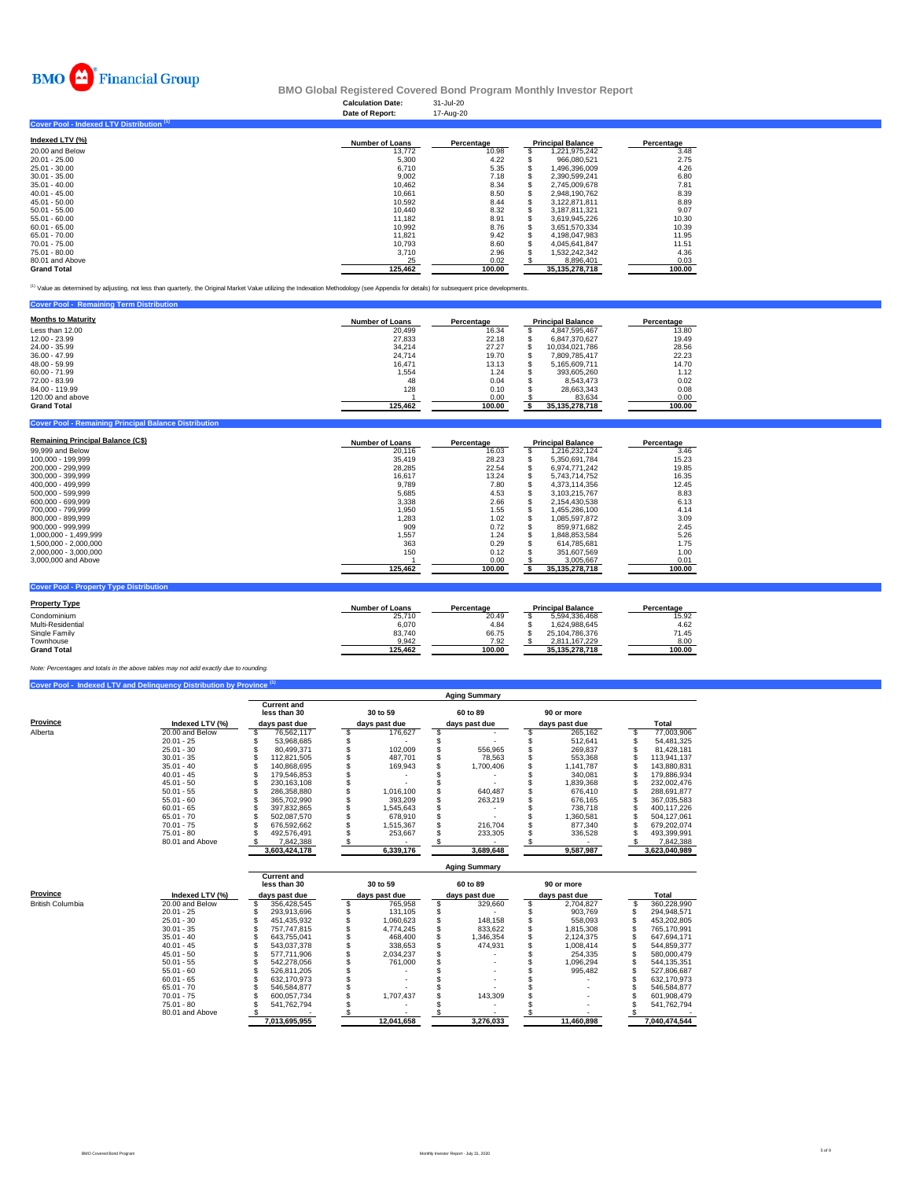BMO Financial Group

# BMO Global Registered Covered Bond Program Monthly Investor Report

**Calculation Date:** 31-Jul-20
**Date of Report:** 17-Aug-20

## Cover Pool - Indexed LTV Distribution [1]

| Indexed LTV (%) | Number of Loans | Percentage | Principal Balance | Percentage |
|---|---|---|---|---|
| 20.00 and Below | 13,772 | 10.98 | $ 1,221,975,242 | 3.48 |
| 20.01 - 25.00 | 5,300 | 4.22 | $ 966,080,521 | 2.75 |
| 25.01 - 30.00 | 6,710 | 5.35 | $ 1,496,396,009 | 4.26 |
| 30.01 - 35.00 | 9,002 | 7.18 | $ 2,390,599,241 | 6.80 |
| 35.01 - 40.00 | 10,462 | 8.34 | $ 2,745,009,678 | 7.81 |
| 40.01 - 45.00 | 10,661 | 8.50 | $ 2,948,190,762 | 8.39 |
| 45.01 - 50.00 | 10,592 | 8.44 | $ 3,122,871,811 | 8.89 |
| 50.01 - 55.00 | 10,440 | 8.32 | $ 3,187,811,321 | 9.07 |
| 55.01 - 60.00 | 11,182 | 8.91 | $ 3,619,945,226 | 10.30 |
| 60.01 - 65.00 | 10,992 | 8.76 | $ 3,651,570,334 | 10.39 |
| 65.01 - 70.00 | 11,821 | 9.42 | $ 4,198,047,983 | 11.95 |
| 70.01 - 75.00 | 10,793 | 8.60 | $ 4,045,641,847 | 11.51 |
| 75.01 - 80.00 | 3,710 | 2.96 | $ 1,532,242,342 | 4.36 |
| 80.01 and Above | 25 | 0.02 | $ 8,896,401 | 0.03 |
| **Grand Total** | **125,462** | **100.00** | **35,135,278,718** | **100.00** |

[1] Value as determined by adjusting, not less than quarterly, the Original Market Value utilizing the Indexation Methodology (see Appendix for details) for subsequent price developments.

## Cover Pool - Remaining Term Distribution

| Months to Maturity | Number of Loans | Percentage | Principal Balance | Percentage |
|---|---|---|---|---|
| Less than 12.00 | 20,499 | 16.34 | $ 4,847,595,467 | 13.80 |
| 12.00 - 23.99 | 27,833 | 22.18 | $ 6,847,370,627 | 19.49 |
| 24.00 - 35.99 | 34,214 | 27.27 | $ 10,034,021,786 | 28.56 |
| 36.00 - 47.99 | 24,714 | 19.70 | $ 7,809,785,417 | 22.23 |
| 48.00 - 59.99 | 16,471 | 13.13 | $ 5,165,609,711 | 14.70 |
| 60.00 - 71.99 | 1,554 | 1.24 | $ 393,605,260 | 1.12 |
| 72.00 - 83.99 | 48 | 0.04 | $ 8,543,473 | 0.02 |
| 84.00 - 119.99 | 128 | 0.10 | $ 28,663,343 | 0.08 |
| 120.00 and above | 1 | 0.00 | $ 83,634 | 0.00 |
| **Grand Total** | **125,462** | **100.00** | **$ 35,135,278,718** | **100.00** |

## Cover Pool - Remaining Principal Balance Distribution

| Remaining Principal Balance (C$) | Number of Loans | Percentage | Principal Balance | Percentage |
|---|---|---|---|---|
| 99,999 and Below | 20,116 | 16.03 | $ 1,216,232,124 | 3.46 |
| 100,000 - 199,999 | 35,419 | 28.23 | $ 5,350,691,784 | 15.23 |
| 200,000 - 299,999 | 28,285 | 22.54 | $ 6,974,771,242 | 19.85 |
| 300,000 - 399,999 | 16,617 | 13.24 | $ 5,743,714,752 | 16.35 |
| 400,000 - 499,999 | 9,789 | 7.80 | $ 4,373,114,356 | 12.45 |
| 500,000 - 599,999 | 5,685 | 4.53 | $ 3,103,215,767 | 8.83 |
| 600,000 - 699,999 | 3,338 | 2.66 | $ 2,154,430,538 | 6.13 |
| 700,000 - 799,999 | 1,950 | 1.55 | $ 1,455,286,100 | 4.14 |
| 800,000 - 899,999 | 1,283 | 1.02 | $ 1,085,597,872 | 3.09 |
| 900,000 - 999,999 | 909 | 0.72 | $ 859,971,682 | 2.45 |
| 1,000,000 - 1,499,999 | 1,557 | 1.24 | $ 1,848,853,584 | 5.26 |
| 1,500,000 - 2,000,000 | 363 | 0.29 | $ 614,785,681 | 1.75 |
| 2,000,000 - 3,000,000 | 150 | 0.12 | $ 351,607,569 | 1.00 |
| 3,000,000 and Above | 1 | 0.00 | $ 3,005,667 | 0.01 |
| | **125,462** | **100.00** | **$ 35,135,278,718** | **100.00** |

## Cover Pool - Property Type Distribution

| Property Type | Number of Loans | Percentage | Principal Balance | Percentage |
|---|---|---|---|---|
| Condominium | 25,710 | 20.49 | $ 5,594,336,468 | 15.92 |
| Multi-Residential | 6,070 | 4.84 | $ 1,624,988,645 | 4.62 |
| Single Family | 83,740 | 66.75 | $ 25,104,786,376 | 71.45 |
| Townhouse | 9,942 | 7.92 | $ 2,811,167,229 | 8.00 |
| **Grand Total** | **125,462** | **100.00** | **35,135,278,718** | **100.00** |

*Note: Percentages and totals in the above tables may not add exactly due to rounding.*

## Cover Pool - Indexed LTV and Delinquency Distribution by Province [1]

| | | Aging Summary | | | | |
|---|---|---|---|---|---|---|
| **Province** | **Indexed LTV (%)** | **Current and less than 30 days past due** | **30 to 59 days past due** | **60 to 89 days past due** | **90 or more days past due** | **Total** |
| Alberta | 20.00 and Below | $ 76,562,117 | $ 176,627 | $ - | $ 265,162 | $ 77,003,906 |
| | 20.01 - 25 | $ 53,968,685 | $ - | $ - | $ 512,641 | $ 54,481,325 |
| | 25.01 - 30 | $ 80,499,371 | $ 102,009 | $ 556,965 | $ 269,837 | $ 81,428,181 |
| | 30.01 - 35 | $ 112,821,505 | $ 487,701 | $ 78,563 | $ 553,368 | $ 113,941,137 |
| | 35.01 - 40 | $ 140,868,695 | $ 169,943 | $ 1,700,406 | $ 1,141,787 | $ 143,880,831 |
| | 40.01 - 45 | $ 179,546,853 | $ - | $ - | $ 340,081 | $ 179,886,934 |
| | 45.01 - 50 | $ 230,163,108 | $ - | $ - | $ 1,839,368 | $ 232,002,476 |
| | 50.01 - 55 | $ 286,358,880 | $ 1,016,100 | $ 640,487 | $ 676,410 | $ 288,691,877 |
| | 55.01 - 60 | $ 365,702,990 | $ 393,209 | $ 263,219 | $ 676,165 | $ 367,035,583 |
| | 60.01 - 65 | $ 397,832,865 | $ 1,545,643 | $ - | $ 738,718 | $ 400,117,226 |
| | 65.01 - 70 | $ 502,087,570 | $ 678,910 | $ - | $ 1,360,581 | $ 504,127,061 |
| | 70.01 - 75 | $ 676,592,662 | $ 1,515,367 | $ 216,704 | $ 877,340 | $ 679,202,074 |
| | 75.01 - 80 | $ 492,576,491 | $ 253,667 | $ 233,305 | $ 336,528 | $ 493,399,991 |
| | 80.01 and Above | $ 7,842,388 | $ - | $ - | $ - | $ 7,842,388 |
| | | **3,603,424,178** | **6,339,176** | **3,689,648** | **9,587,987** | **3,623,040,989** |

| | | Aging Summary | | | | |
|---|---|---|---|---|---|---|
| **Province** | **Indexed LTV (%)** | **Current and less than 30 days past due** | **30 to 59 days past due** | **60 to 89 days past due** | **90 or more days past due** | **Total** |
| British Columbia | 20.00 and Below | $ 356,428,545 | $ 765,958 | $ 329,660 | $ 2,704,827 | $ 360,228,990 |
| | 20.01 - 25 | $ 293,913,696 | $ 131,105 | $ - | $ 903,769 | $ 294,948,571 |
| | 25.01 - 30 | $ 451,435,932 | $ 1,060,623 | $ 148,158 | $ 558,093 | $ 453,202,805 |
| | 30.01 - 35 | $ 757,747,815 | $ 4,774,245 | $ 833,622 | $ 1,815,308 | $ 765,170,991 |
| | 35.01 - 40 | $ 643,755,041 | $ 468,400 | $ 1,346,354 | $ 2,124,375 | $ 647,694,171 |
| | 40.01 - 45 | $ 543,037,378 | $ 338,653 | $ 474,931 | $ 1,008,414 | $ 544,859,377 |
| | 45.01 - 50 | $ 577,711,906 | $ 2,034,237 | $ - | $ 254,335 | $ 580,000,479 |
| | 50.01 - 55 | $ 542,278,056 | $ 761,000 | $ - | $ 1,096,294 | $ 544,135,351 |
| | 55.01 - 60 | $ 526,811,205 | $ - | $ - | $ 995,482 | $ 527,806,687 |
| | 60.01 - 65 | $ 632,170,973 | $ - | $ - | $ - | $ 632,170,973 |
| | 65.01 - 70 | $ 546,584,877 | $ - | $ - | $ - | $ 546,584,877 |
| | 70.01 - 75 | $ 600,057,734 | $ 1,707,437 | $ 143,309 | $ - | $ 601,908,479 |
| | 75.01 - 80 | $ 541,762,794 | $ - | $ - | $ - | $ 541,762,794 |
| | 80.01 and Above | $ - | $ - | $ - | $ - | $ - |
| | | **7,013,695,955** | **12,041,658** | **3,276,033** | **11,460,898** | **7,040,474,544** |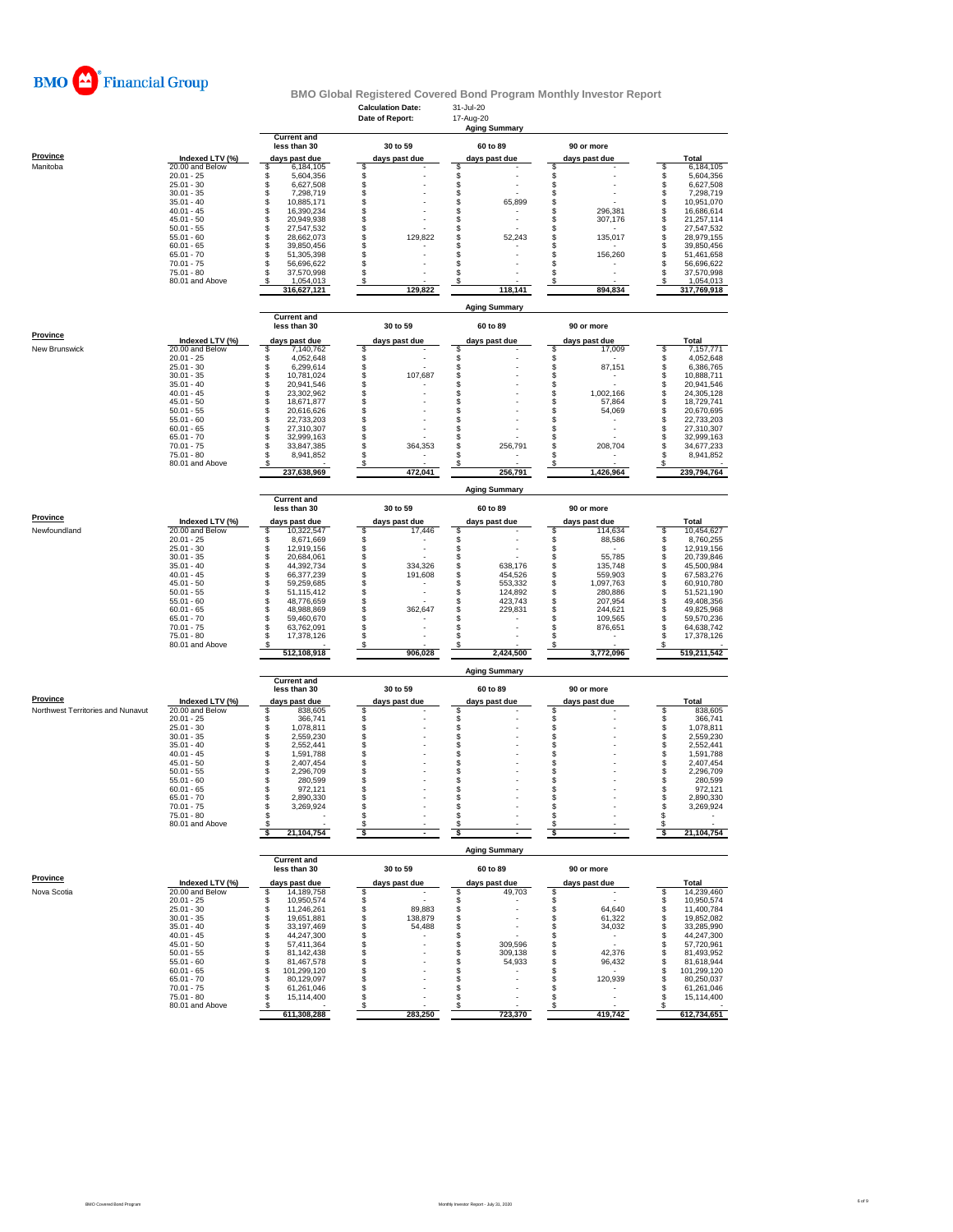BMO Financial Group

# BMO Global Registered Covered Bond Program Monthly Investor Report

**Calculation Date:** 31-Jul-20
**Date of Report:** 17-Aug-20

## Aging Summary

| Province | Indexed LTV (%) | Current and less than 30 days past due | 30 to 59 days past due | 60 to 89 days past due | 90 or more days past due | Total |
|---|---|---|---|---|---|---|
| Manitoba | 20.00 and Below | $ 6,184,105 | $ - | $ - | $ - | $ 6,184,105 |
| | 20.01 - 25 | $ 5,604,356 | $ - | $ - | $ - | $ 5,604,356 |
| | 25.01 - 30 | $ 6,627,508 | $ - | $ - | $ - | $ 6,627,508 |
| | 30.01 - 35 | $ 7,298,719 | $ - | $ - | $ - | $ 7,298,719 |
| | 35.01 - 40 | $ 10,885,171 | $ - | $ 65,899 | $ - | $ 10,951,070 |
| | 40.01 - 45 | $ 16,390,234 | $ - | $ - | $ 296,381 | $ 16,686,614 |
| | 45.01 - 50 | $ 20,949,938 | $ - | $ - | $ 307,176 | $ 21,257,114 |
| | 50.01 - 55 | $ 27,547,532 | $ - | $ - | $ - | $ 27,547,532 |
| | 55.01 - 60 | $ 28,662,073 | $ 129,822 | $ 52,243 | $ 135,017 | $ 28,979,155 |
| | 60.01 - 65 | $ 39,850,456 | $ - | $ - | $ - | $ 39,850,456 |
| | 65.01 - 70 | $ 51,305,398 | $ - | $ - | $ 156,260 | $ 51,461,658 |
| | 70.01 - 75 | $ 56,696,622 | $ - | $ - | $ - | $ 56,696,622 |
| | 75.01 - 80 | $ 37,570,998 | $ - | $ - | $ - | $ 37,570,998 |
| | 80.01 and Above | $ 1,054,013 | $ - | $ - | $ - | $ 1,054,013 |
| | | 316,627,121 | 129,822 | 118,141 | 894,834 | 317,769,918 |

## Aging Summary

| Province | Indexed LTV (%) | Current and less than 30 days past due | 30 to 59 days past due | 60 to 89 days past due | 90 or more days past due | Total |
|---|---|---|---|---|---|---|
| New Brunswick | 20.00 and Below | $ 7,140,762 | $ - | $ - | $ 17,009 | $ 7,157,771 |
| | 20.01 - 25 | $ 4,052,648 | $ - | $ - | $ - | $ 4,052,648 |
| | 25.01 - 30 | $ 6,299,614 | $ - | $ - | $ 87,151 | $ 6,386,765 |
| | 30.01 - 35 | $ 10,781,024 | $ 107,687 | $ - | $ - | $ 10,888,711 |
| | 35.01 - 40 | $ 20,941,546 | $ - | $ - | $ - | $ 20,941,546 |
| | 40.01 - 45 | $ 23,302,962 | $ - | $ - | $ 1,002,166 | $ 24,305,128 |
| | 45.01 - 50 | $ 18,671,877 | $ - | $ - | $ 57,864 | $ 18,729,741 |
| | 50.01 - 55 | $ 20,616,626 | $ - | $ - | $ 54,069 | $ 20,670,695 |
| | 55.01 - 60 | $ 22,733,203 | $ - | $ - | $ - | $ 22,733,203 |
| | 60.01 - 65 | $ 27,310,307 | $ - | $ - | $ - | $ 27,310,307 |
| | 65.01 - 70 | $ 32,999,163 | $ - | $ - | $ - | $ 32,999,163 |
| | 70.01 - 75 | $ 33,847,385 | $ 364,353 | $ 256,791 | $ 208,704 | $ 34,677,233 |
| | 75.01 - 80 | $ 8,941,852 | $ - | $ - | $ - | $ 8,941,852 |
| | 80.01 and Above | $ - | $ - | $ - | $ - | $ - |
| | | 237,638,969 | 472,041 | 256,791 | 1,426,964 | 239,794,764 |

## Aging Summary

| Province | Indexed LTV (%) | Current and less than 30 days past due | 30 to 59 days past due | 60 to 89 days past due | 90 or more days past due | Total |
|---|---|---|---|---|---|---|
| Newfoundland | 20.00 and Below | $ 10,322,547 | $ 17,446 | $ - | $ 114,634 | $ 10,454,627 |
| | 20.01 - 25 | $ 8,671,669 | $ - | $ - | $ 88,586 | $ 8,760,255 |
| | 25.01 - 30 | $ 12,919,156 | $ - | $ - | $ - | $ 12,919,156 |
| | 30.01 - 35 | $ 20,684,061 | $ - | $ - | $ 55,785 | $ 20,739,846 |
| | 35.01 - 40 | $ 44,392,734 | $ 334,326 | $ 638,176 | $ 135,748 | $ 45,500,984 |
| | 40.01 - 45 | $ 66,377,239 | $ 191,608 | $ 454,526 | $ 559,903 | $ 67,583,276 |
| | 45.01 - 50 | $ 59,259,685 | $ - | $ 553,332 | $ 1,097,763 | $ 60,910,780 |
| | 50.01 - 55 | $ 51,115,412 | $ - | $ 124,892 | $ 280,886 | $ 51,521,190 |
| | 55.01 - 60 | $ 48,776,659 | $ - | $ 423,743 | $ 207,954 | $ 49,408,356 |
| | 60.01 - 65 | $ 48,988,869 | $ 362,647 | $ 229,831 | $ 244,621 | $ 49,825,968 |
| | 65.01 - 70 | $ 59,460,670 | $ - | $ - | $ 109,565 | $ 59,570,236 |
| | 70.01 - 75 | $ 63,762,091 | $ - | $ - | $ 876,651 | $ 64,638,742 |
| | 75.01 - 80 | $ 17,378,126 | $ - | $ - | $ - | $ 17,378,126 |
| | 80.01 and Above | $ - | $ - | $ - | $ - | $ - |
| | | 512,108,918 | 906,028 | 2,424,500 | 3,772,096 | 519,211,542 |

## Aging Summary

| Province | Indexed LTV (%) | Current and less than 30 days past due | 30 to 59 days past due | 60 to 89 days past due | 90 or more days past due | Total |
|---|---|---|---|---|---|---|
| Northwest Territories and Nunavut | 20.00 and Below | $ 838,605 | $ - | $ - | $ - | $ 838,605 |
| | 20.01 - 25 | $ 366,741 | $ - | $ - | $ - | $ 366,741 |
| | 25.01 - 30 | $ 1,078,811 | $ - | $ - | $ - | $ 1,078,811 |
| | 30.01 - 35 | $ 2,559,230 | $ - | $ - | $ - | $ 2,559,230 |
| | 35.01 - 40 | $ 2,552,441 | $ - | $ - | $ - | $ 2,552,441 |
| | 40.01 - 45 | $ 1,591,788 | $ - | $ - | $ - | $ 1,591,788 |
| | 45.01 - 50 | $ 2,407,454 | $ - | $ - | $ - | $ 2,407,454 |
| | 50.01 - 55 | $ 2,296,709 | $ - | $ - | $ - | $ 2,296,709 |
| | 55.01 - 60 | $ 280,599 | $ - | $ - | $ - | $ 280,599 |
| | 60.01 - 65 | $ 972,121 | $ - | $ - | $ - | $ 972,121 |
| | 65.01 - 70 | $ 2,890,330 | $ - | $ - | $ - | $ 2,890,330 |
| | 70.01 - 75 | $ 3,269,924 | $ - | $ - | $ - | $ 3,269,924 |
| | 75.01 - 80 | $ - | $ - | $ - | $ - | $ - |
| | 80.01 and Above | $ - | $ - | $ - | $ - | $ - |
| | | $ 21,104,754 | $ - | $ - | $ - | $ 21,104,754 |

## Aging Summary

| Province | Indexed LTV (%) | Current and less than 30 days past due | 30 to 59 days past due | 60 to 89 days past due | 90 or more days past due | Total |
|---|---|---|---|---|---|---|
| Nova Scotia | 20.00 and Below | $ 14,189,758 | $ - | $ 49,703 | $ - | $ 14,239,460 |
| | 20.01 - 25 | $ 10,950,574 | $ - | $ - | $ - | $ 10,950,574 |
| | 25.01 - 30 | $ 11,246,261 | $ 89,883 | $ - | $ 64,640 | $ 11,400,784 |
| | 30.01 - 35 | $ 19,651,881 | $ 138,879 | $ - | $ 61,322 | $ 19,852,082 |
| | 35.01 - 40 | $ 33,197,469 | $ 54,488 | $ - | $ 34,032 | $ 33,285,990 |
| | 40.01 - 45 | $ 44,247,300 | $ - | $ - | $ - | $ 44,247,300 |
| | 45.01 - 50 | $ 57,411,364 | $ - | $ 309,596 | $ - | $ 57,720,961 |
| | 50.01 - 55 | $ 81,142,438 | $ - | $ 309,138 | $ 42,376 | $ 81,493,952 |
| | 55.01 - 60 | $ 81,467,578 | $ - | $ 54,933 | $ 96,432 | $ 81,618,944 |
| | 60.01 - 65 | $ 101,299,120 | $ - | $ - | $ - | $ 101,299,120 |
| | 65.01 - 70 | $ 80,129,097 | $ - | $ - | $ 120,939 | $ 80,250,037 |
| | 70.01 - 75 | $ 61,261,046 | $ - | $ - | $ - | $ 61,261,046 |
| | 75.01 - 80 | $ 15,114,400 | $ - | $ - | $ - | $ 15,114,400 |
| | 80.01 and Above | $ - | $ - | $ - | $ - | $ - |
| | | 611,308,288 | 283,250 | 723,370 | 419,742 | 612,734,651 |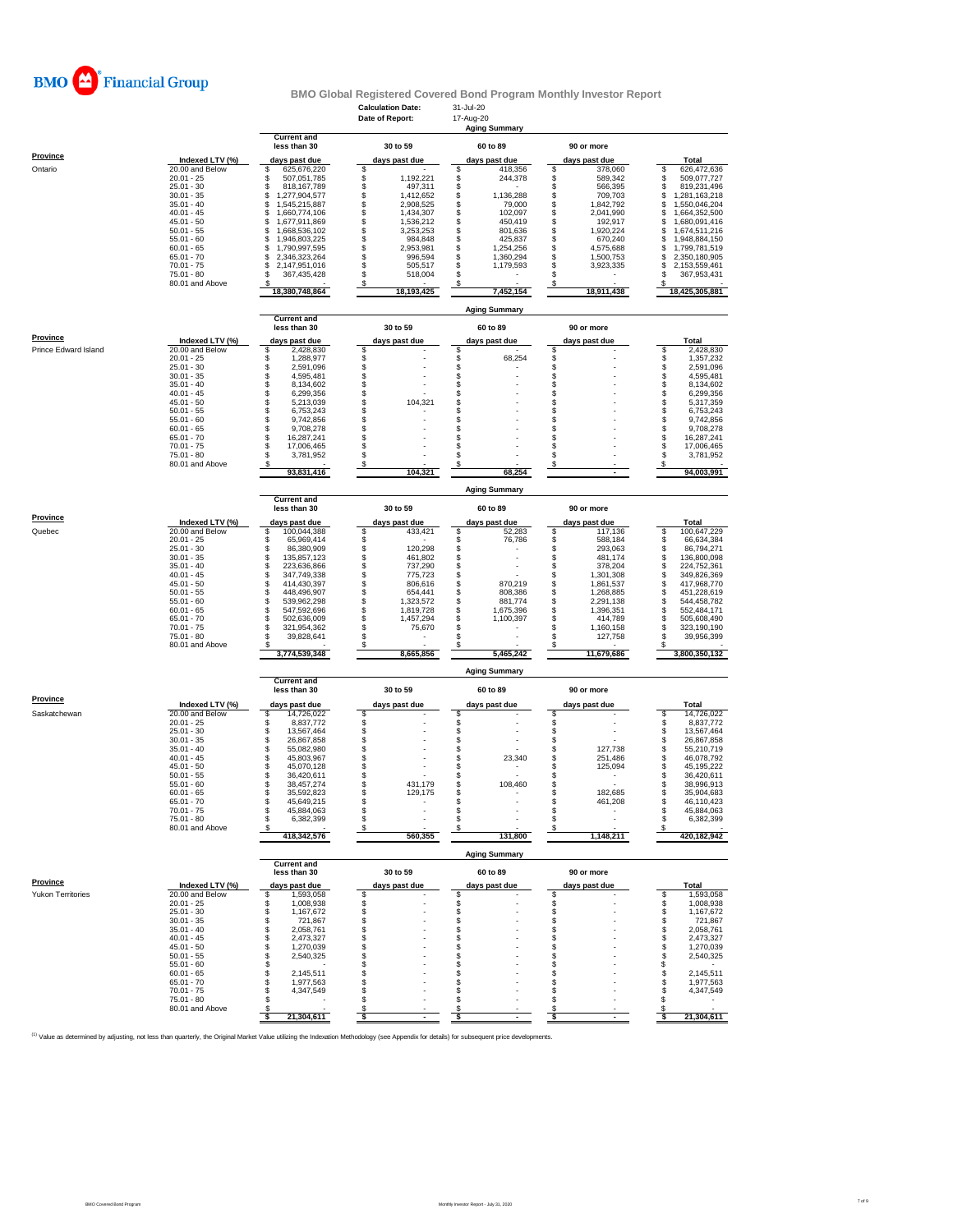**BMO Financial Group**

## BMO Global Registered Covered Bond Program Monthly Investor Report

**Calculation Date:** 31-Jul-20
**Date of Report:** 17-Aug-20

### Aging Summary

| Province | Indexed LTV (%) | Current and less than 30 days past due | 30 to 59 days past due | 60 to 89 days past due | 90 or more days past due | Total |
|---|---|---|---|---|---|---|
| Ontario | 20.00 and Below | $ 625,676,220 | $ - | $ 418,356 | $ 378,060 | $ 626,472,636 |
| | 20.01 - 25 | $ 507,051,785 | $ 1,192,221 | $ 244,378 | $ 589,342 | $ 509,077,727 |
| | 25.01 - 30 | $ 818,167,789 | $ 497,311 | $ - | $ 566,395 | $ 819,231,496 |
| | 30.01 - 35 | $ 1,277,904,577 | $ 1,412,652 | $ 1,136,288 | $ 709,703 | $ 1,281,163,218 |
| | 35.01 - 40 | $ 1,545,215,887 | $ 2,908,525 | $ 79,000 | $ 1,842,792 | $ 1,550,046,204 |
| | 40.01 - 45 | $ 1,660,774,106 | $ 1,434,307 | $ 102,097 | $ 2,041,990 | $ 1,664,352,500 |
| | 45.01 - 50 | $ 1,677,911,869 | $ 1,536,212 | $ 450,419 | $ 192,917 | $ 1,680,091,416 |
| | 50.01 - 55 | $ 1,668,536,102 | $ 3,253,253 | $ 801,636 | $ 1,920,224 | $ 1,674,511,216 |
| | 55.01 - 60 | $ 1,946,803,225 | $ 984,848 | $ 425,837 | $ 670,240 | $ 1,948,884,150 |
| | 60.01 - 65 | $ 1,790,997,595 | $ 2,953,981 | $ 1,254,256 | $ 4,575,688 | $ 1,799,781,519 |
| | 65.01 - 70 | $ 2,346,323,264 | $ 996,594 | $ 1,360,294 | $ 1,500,753 | $ 2,350,180,905 |
| | 70.01 - 75 | $ 2,147,951,016 | $ 505,517 | $ 1,179,593 | $ 3,923,335 | $ 2,153,559,461 |
| | 75.01 - 80 | $ 367,435,428 | $ 518,004 | $ - | $ - | $ 367,953,431 |
| | 80.01 and Above | $ - | $ - | $ - | $ - | $ - |
| | | 18,380,748,864 | 18,193,425 | 7,452,154 | 18,911,438 | 18,425,305,881 |

### Aging Summary

| Province | Indexed LTV (%) | Current and less than 30 days past due | 30 to 59 days past due | 60 to 89 days past due | 90 or more days past due | Total |
|---|---|---|---|---|---|---|
| Prince Edward Island | 20.00 and Below | $ 2,428,830 | $ - | $ - | $ - | $ 2,428,830 |
| | 20.01 - 25 | $ 1,288,977 | $ - | $ 68,254 | $ - | $ 1,357,232 |
| | 25.01 - 30 | $ 2,591,096 | $ - | $ - | $ - | $ 2,591,096 |
| | 30.01 - 35 | $ 4,595,481 | $ - | $ - | $ - | $ 4,595,481 |
| | 35.01 - 40 | $ 8,134,602 | $ - | $ - | $ - | $ 8,134,602 |
| | 40.01 - 45 | $ 6,299,356 | $ - | $ - | $ - | $ 6,299,356 |
| | 45.01 - 50 | $ 5,213,039 | $ 104,321 | $ - | $ - | $ 5,317,359 |
| | 50.01 - 55 | $ 6,753,243 | $ - | $ - | $ - | $ 6,753,243 |
| | 55.01 - 60 | $ 9,742,856 | $ - | $ - | $ - | $ 9,742,856 |
| | 60.01 - 65 | $ 9,708,278 | $ - | $ - | $ - | $ 9,708,278 |
| | 65.01 - 70 | $ 16,287,241 | $ - | $ - | $ - | $ 16,287,241 |
| | 70.01 - 75 | $ 17,006,465 | $ - | $ - | $ - | $ 17,006,465 |
| | 75.01 - 80 | $ 3,781,952 | $ - | $ - | $ - | $ 3,781,952 |
| | 80.01 and Above | $ - | $ - | $ - | $ - | $ - |
| | | 93,831,416 | 104,321 | 68,254 | - | 94,003,991 |

### Aging Summary

| Province | Indexed LTV (%) | Current and less than 30 days past due | 30 to 59 days past due | 60 to 89 days past due | 90 or more days past due | Total |
|---|---|---|---|---|---|---|
| Quebec | 20.00 and Below | $ 100,044,388 | $ 433,421 | $ 52,283 | $ 117,136 | $ 100,647,229 |
| | 20.01 - 25 | $ 65,969,414 | $ - | $ 76,786 | $ 588,184 | $ 66,634,384 |
| | 25.01 - 30 | $ 86,380,909 | $ 120,298 | $ - | $ 293,063 | $ 86,794,271 |
| | 30.01 - 35 | $ 135,857,123 | $ 461,802 | $ - | $ 481,174 | $ 136,800,098 |
| | 35.01 - 40 | $ 223,636,866 | $ 737,290 | $ - | $ 378,204 | $ 224,752,361 |
| | 40.01 - 45 | $ 347,749,338 | $ 775,723 | $ - | $ 1,301,308 | $ 349,826,369 |
| | 45.01 - 50 | $ 414,430,397 | $ 806,616 | $ 870,219 | $ 1,861,537 | $ 417,968,770 |
| | 50.01 - 55 | $ 448,496,907 | $ 654,441 | $ 808,386 | $ 1,268,885 | $ 451,228,619 |
| | 55.01 - 60 | $ 539,962,298 | $ 1,323,572 | $ 881,774 | $ 2,291,138 | $ 544,458,782 |
| | 60.01 - 65 | $ 547,592,696 | $ 1,819,728 | $ 1,675,396 | $ 1,396,351 | $ 552,484,171 |
| | 65.01 - 70 | $ 502,636,009 | $ 1,457,294 | $ 1,100,397 | $ 414,789 | $ 505,608,490 |
| | 70.01 - 75 | $ 321,954,362 | $ 75,670 | $ - | $ 1,160,158 | $ 323,190,190 |
| | 75.01 - 80 | $ 39,828,641 | $ - | $ - | $ 127,758 | $ 39,956,399 |
| | 80.01 and Above | $ - | $ - | $ - | $ - | $ - |
| | | 3,774,539,348 | 8,665,856 | 5,465,242 | 11,679,686 | 3,800,350,132 |

### Aging Summary

| Province | Indexed LTV (%) | Current and less than 30 days past due | 30 to 59 days past due | 60 to 89 days past due | 90 or more days past due | Total |
|---|---|---|---|---|---|---|
| Saskatchewan | 20.00 and Below | $ 14,726,022 | $ - | $ - | $ - | $ 14,726,022 |
| | 20.01 - 25 | $ 8,837,772 | $ - | $ - | $ - | $ 8,837,772 |
| | 25.01 - 30 | $ 13,567,464 | $ - | $ - | $ - | $ 13,567,464 |
| | 30.01 - 35 | $ 26,867,858 | $ - | $ - | $ - | $ 26,867,858 |
| | 35.01 - 40 | $ 55,082,980 | $ - | $ - | $ 127,738 | $ 55,210,719 |
| | 40.01 - 45 | $ 45,803,967 | $ - | $ 23,340 | $ 251,486 | $ 46,078,792 |
| | 45.01 - 50 | $ 45,070,128 | $ - | $ - | $ 125,094 | $ 45,195,222 |
| | 50.01 - 55 | $ 36,420,611 | $ - | $ - | $ - | $ 36,420,611 |
| | 55.01 - 60 | $ 38,457,274 | $ 431,179 | $ 108,460 | $ - | $ 38,996,913 |
| | 60.01 - 65 | $ 35,592,823 | $ 129,175 | $ - | $ 182,685 | $ 35,904,683 |
| | 65.01 - 70 | $ 45,649,215 | $ - | $ - | $ 461,208 | $ 46,110,423 |
| | 70.01 - 75 | $ 45,884,063 | $ - | $ - | $ - | $ 45,884,063 |
| | 75.01 - 80 | $ 6,382,399 | $ - | $ - | $ - | $ 6,382,399 |
| | 80.01 and Above | $ - | $ - | $ - | $ - | $ - |
| | | 418,342,576 | 560,355 | 131,800 | 1,148,211 | 420,182,942 |

### Aging Summary

| Province | Indexed LTV (%) | Current and less than 30 days past due | 30 to 59 days past due | 60 to 89 days past due | 90 or more days past due | Total |
|---|---|---|---|---|---|---|
| Yukon Territories | 20.00 and Below | $ 1,593,058 | $ - | $ - | $ - | $ 1,593,058 |
| | 20.01 - 25 | $ 1,008,938 | $ - | $ - | $ - | $ 1,008,938 |
| | 25.01 - 30 | $ 1,167,672 | $ - | $ - | $ - | $ 1,167,672 |
| | 30.01 - 35 | $ 721,867 | $ - | $ - | $ - | $ 721,867 |
| | 35.01 - 40 | $ 2,058,761 | $ - | $ - | $ - | $ 2,058,761 |
| | 40.01 - 45 | $ 2,473,327 | $ - | $ - | $ - | $ 2,473,327 |
| | 45.01 - 50 | $ 1,270,039 | $ - | $ - | $ - | $ 1,270,039 |
| | 50.01 - 55 | $ 2,540,325 | $ - | $ - | $ - | $ 2,540,325 |
| | 55.01 - 60 | $ - | $ - | $ - | $ - | $ - |
| | 60.01 - 65 | $ 2,145,511 | $ - | $ - | $ - | $ 2,145,511 |
| | 65.01 - 70 | $ 1,977,563 | $ - | $ - | $ - | $ 1,977,563 |
| | 70.01 - 75 | $ 4,347,549 | $ - | $ - | $ - | $ 4,347,549 |
| | 75.01 - 80 | $ - | $ - | $ - | $ - | $ - |
| | 80.01 and Above | $ - | $ - | $ - | $ - | $ - |
| | | $ 21,304,611 | $ - | $ - | $ - | $ 21,304,611 |

[1] Value as determined by adjusting, not less than quarterly, the Original Market Value utilizing the Indexation Methodology (see Appendix for details) for subsequent price developments.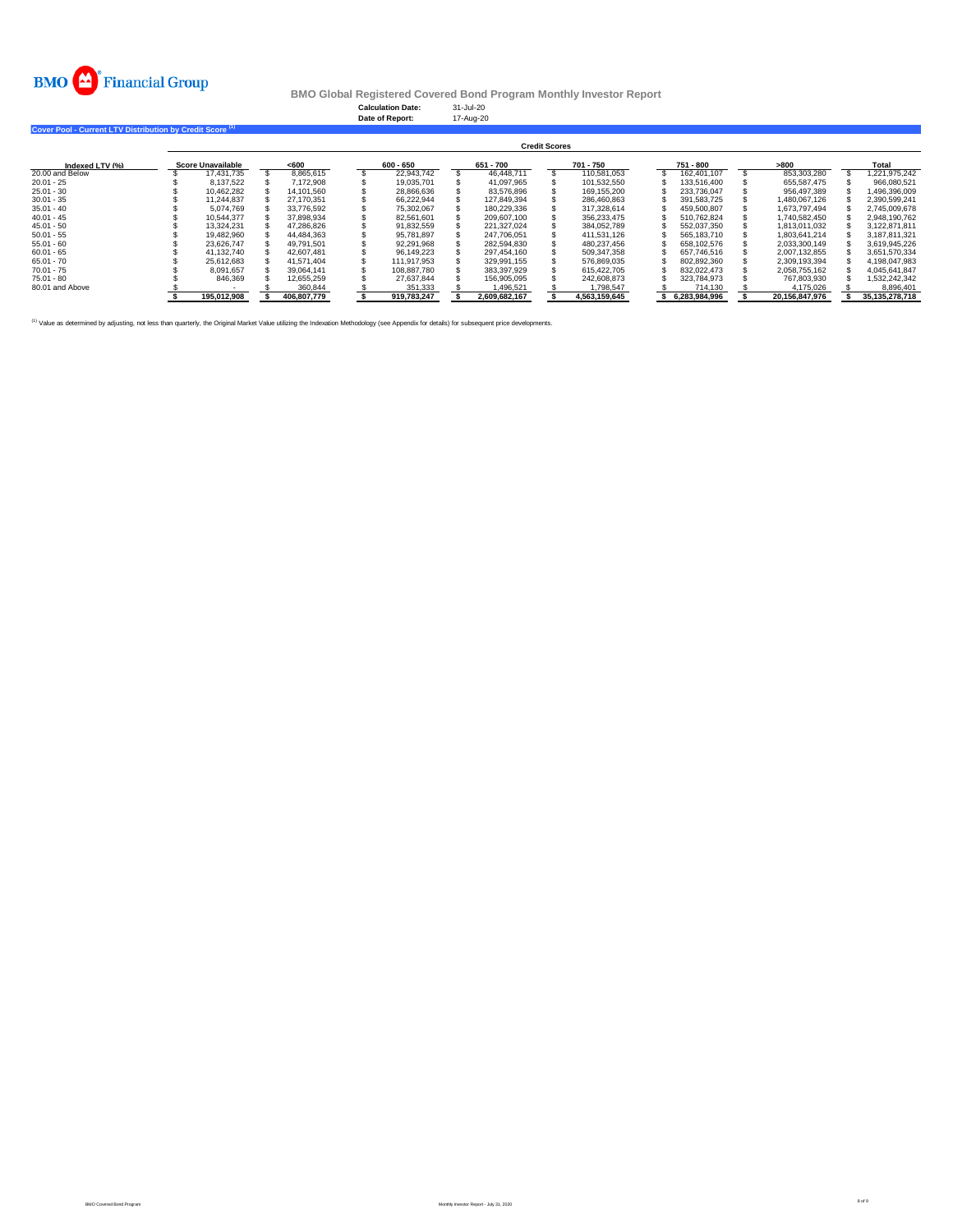BMO Financial Group

## BMO Global Registered Covered Bond Program Monthly Investor Report

**Calculation Date:** 31-Jul-20
**Date of Report:** 17-Aug-20

### Cover Pool - Current LTV Distribution by Credit Score [1]

| | Credit Scores | | | | | | | |
|---|---|---|---|---|---|---|---|---|
| **Indexed LTV (%)** | **Score Unavailable** | **<600** | **600 - 650** | **651 - 700** | **701 - 750** | **751 - 800** | **>800** | **Total** |
| 20.00 and Below | $ 17,431,735 | $ 8,865,615 | $ 22,943,742 | $ 46,448,711 | $ 110,581,053 | $ 162,401,107 | $ 853,303,280 | $ 1,221,975,242 |
| 20.01 - 25 | $ 8,137,522 | $ 7,172,908 | $ 19,035,701 | $ 41,097,965 | $ 101,532,550 | $ 133,516,400 | $ 655,587,475 | $ 966,080,521 |
| 25.01 - 30 | $ 10,462,282 | $ 14,101,560 | $ 28,866,636 | $ 83,576,896 | $ 169,155,200 | $ 233,736,047 | $ 956,497,389 | $ 1,496,396,009 |
| 30.01 - 35 | $ 11,244,837 | $ 27,170,351 | $ 66,222,944 | $ 127,849,394 | $ 286,460,863 | $ 391,583,725 | $ 1,480,067,126 | $ 2,390,599,241 |
| 35.01 - 40 | $ 5,074,769 | $ 33,776,592 | $ 75,302,067 | $ 180,229,336 | $ 317,328,614 | $ 459,500,807 | $ 1,673,797,494 | $ 2,745,009,678 |
| 40.01 - 45 | $ 10,544,377 | $ 37,898,934 | $ 82,561,601 | $ 209,607,100 | $ 356,233,475 | $ 510,762,824 | $ 1,740,582,450 | $ 2,948,190,762 |
| 45.01 - 50 | $ 13,324,231 | $ 47,286,826 | $ 91,832,559 | $ 221,327,024 | $ 384,052,789 | $ 552,037,350 | $ 1,813,011,032 | $ 3,122,871,811 |
| 50.01 - 55 | $ 19,482,960 | $ 44,484,363 | $ 95,781,897 | $ 247,706,051 | $ 411,531,126 | $ 565,183,710 | $ 1,803,641,214 | $ 3,187,811,321 |
| 55.01 - 60 | $ 23,626,747 | $ 49,791,501 | $ 92,291,968 | $ 282,594,830 | $ 480,237,456 | $ 658,102,576 | $ 2,033,300,149 | $ 3,619,945,226 |
| 60.01 - 65 | $ 41,132,740 | $ 42,607,481 | $ 96,149,223 | $ 297,454,160 | $ 509,347,358 | $ 657,746,516 | $ 2,007,132,855 | $ 3,651,570,334 |
| 65.01 - 70 | $ 25,612,683 | $ 41,571,404 | $ 111,917,953 | $ 329,991,155 | $ 576,869,035 | $ 802,892,360 | $ 2,309,193,394 | $ 4,198,047,983 |
| 70.01 - 75 | $ 8,091,657 | $ 39,064,141 | $ 108,887,780 | $ 383,397,929 | $ 615,422,705 | $ 832,022,473 | $ 2,058,755,162 | $ 4,045,641,847 |
| 75.01 - 80 | $ 846,369 | $ 12,655,259 | $ 27,637,844 | $ 156,905,095 | $ 242,608,873 | $ 323,784,973 | $ 767,803,930 | $ 1,532,242,342 |
| 80.01 and Above | $ - | $ 360,844 | $ 351,333 | $ 1,496,521 | $ 1,798,547 | $ 714,130 | $ 4,175,026 | $ 8,896,401 |
| | **$ 195,012,908** | **$ 406,807,779** | **$ 919,783,247** | **$ 2,609,682,167** | **$ 4,563,159,645** | **$ 6,283,984,996** | **$ 20,156,847,976** | **$ 35,135,278,718** |

[1] Value as determined by adjusting, not less than quarterly, the Original Market Value utilizing the Indexation Methodology (see Appendix for details) for subsequent price developments.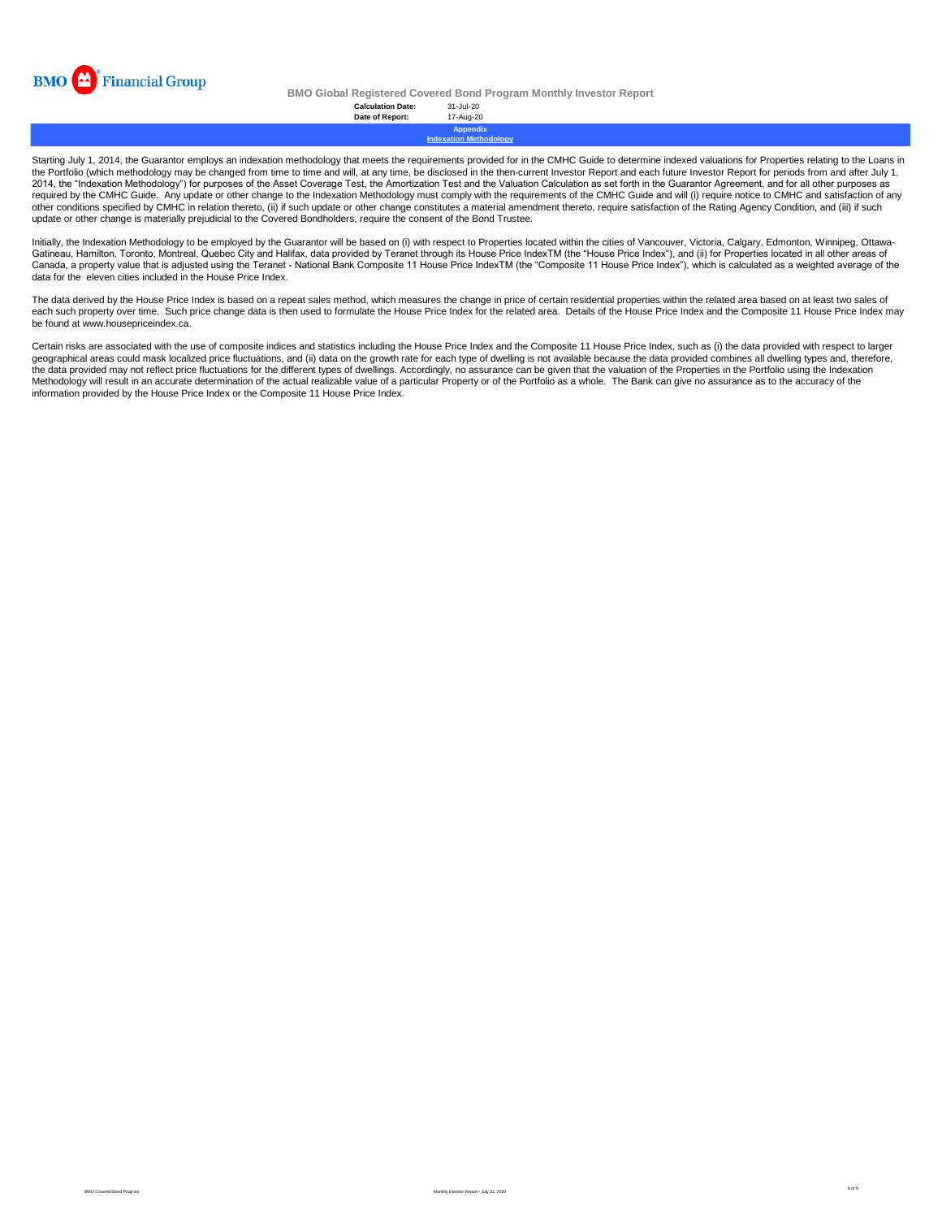BMO Financial Group

**BMO Global Registered Covered Bond Program Monthly Investor Report**

| | |
|---|---|
| **Calculation Date:** | 31-Jul-20 |
| **Date of Report:** | 17-Aug-20 |

## Appendix

### Indexation Methodology

Starting July 1, 2014, the Guarantor employs an indexation methodology that meets the requirements provided for in the CMHC Guide to determine indexed valuations for Properties relating to the Loans in the Portfolio (which methodology may be changed from time to time and will, at any time, be disclosed in the then-current Investor Report and each future Investor Report for periods from and after July 1, 2014, the "Indexation Methodology") for purposes of the Asset Coverage Test, the Amortization Test and the Valuation Calculation as set forth in the Guarantor Agreement, and for all other purposes as required by the CMHC Guide. Any update or other change to the Indexation Methodology must comply with the requirements of the CMHC Guide and will (i) require notice to CMHC and satisfaction of any other conditions specified by CMHC in relation thereto, (ii) if such update or other change constitutes a material amendment thereto, require satisfaction of the Rating Agency Condition, and (iii) if such update or other change is materially prejudicial to the Covered Bondholders, require the consent of the Bond Trustee.

Initially, the Indexation Methodology to be employed by the Guarantor will be based on (i) with respect to Properties located within the cities of Vancouver, Victoria, Calgary, Edmonton, Winnipeg, Ottawa-Gatineau, Hamilton, Toronto, Montreal, Quebec City and Halifax, data provided by Teranet through its House Price IndexTM (the "House Price Index"), and (ii) for Properties located in all other areas of Canada, a property value that is adjusted using the Teranet - National Bank Composite 11 House Price IndexTM (the "Composite 11 House Price Index"), which is calculated as a weighted average of the data for the eleven cities included in the House Price Index.

The data derived by the House Price Index is based on a repeat sales method, which measures the change in price of certain residential properties within the related area based on at least two sales of each such property over time. Such price change data is then used to formulate the House Price Index for the related area. Details of the House Price Index and the Composite 11 House Price Index may be found at www.housepriceindex.ca.

Certain risks are associated with the use of composite indices and statistics including the House Price Index and the Composite 11 House Price Index, such as (i) the data provided with respect to larger geographical areas could mask localized price fluctuations, and (ii) data on the growth rate for each type of dwelling is not available because the data provided combines all dwelling types and, therefore, the data provided may not reflect price fluctuations for the different types of dwellings. Accordingly, no assurance can be given that the valuation of the Properties in the Portfolio using the Indexation Methodology will result in an accurate determination of the actual realizable value of a particular Property or of the Portfolio as a whole. The Bank can give no assurance as to the accuracy of the information provided by the House Price Index or the Composite 11 House Price Index.